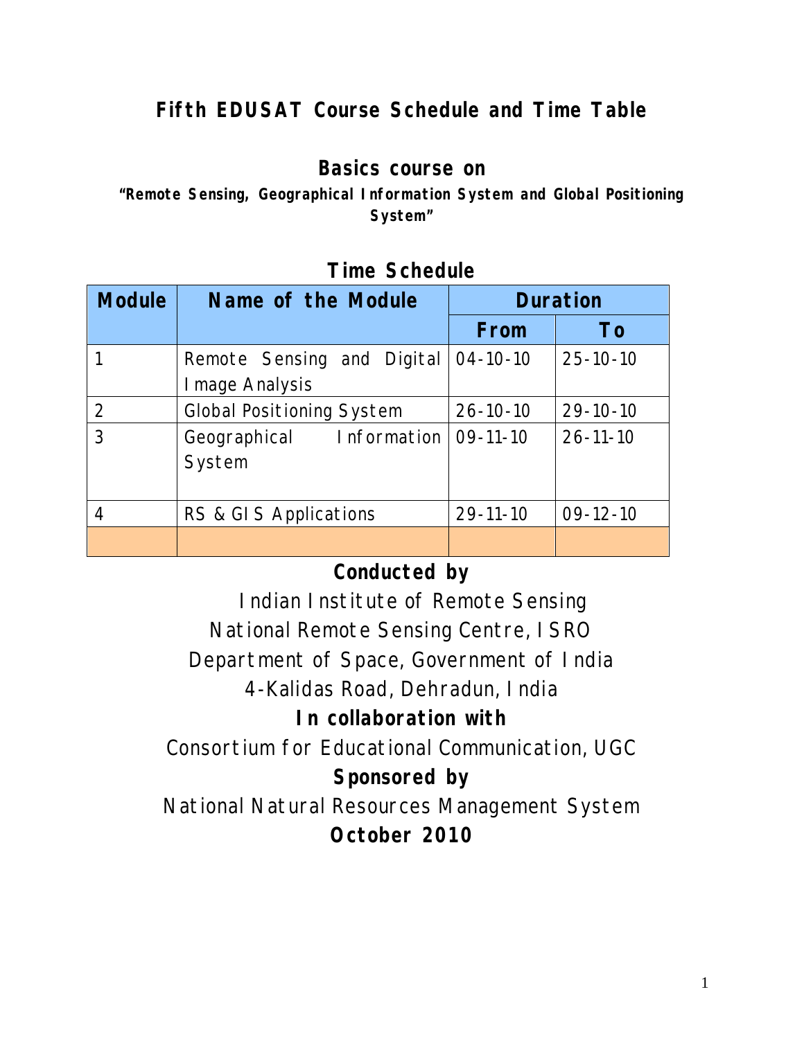# Fifth EDUSAT Course Schedule and Time Table

## Basics course on

**"Remote Sensing, Geographical Information System and Global Positioning System"**

### Time Schedule

| Module | Name of the Module | Duration | |
|---|---|---|---|
| | | From | To |
| 1 | Remote Sensing and Digital Image Analysis | 04-10-10 | 25-10-10 |
| 2 | Global Positioning System | 26-10-10 | 29-10-10 |
| 3 | Geographical Information System | 09-11-10 | 26-11-10 |
| 4 | RS & GIS Applications | 29-11-10 | 09-12-10 |
| | | | |

**Conducted by**

Indian Institute of Remote Sensing
National Remote Sensing Centre, ISRO
Department of Space, Government of India
4-Kalidas Road, Dehradun, India

**In collaboration with**

Consortium for Educational Communication, UGC

**Sponsored by**

National Natural Resources Management System

**October 2010**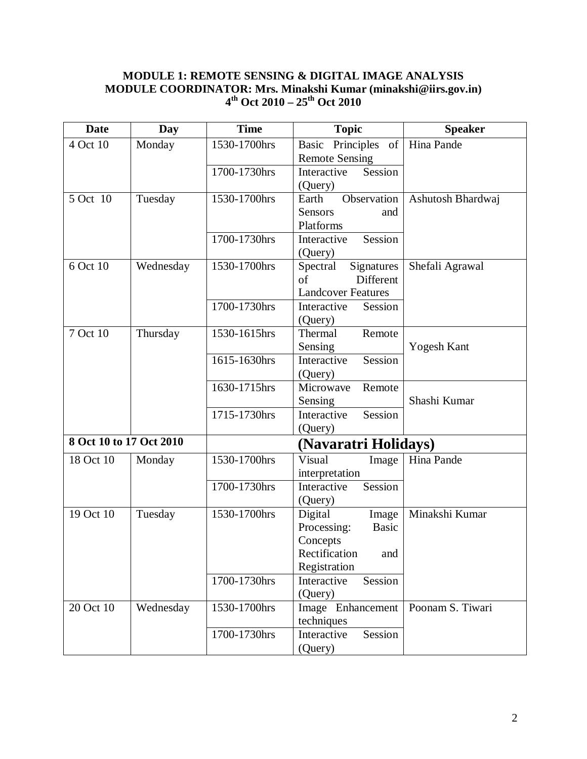**MODULE 1: REMOTE SENSING & DIGITAL IMAGE ANALYSIS**
**MODULE COORDINATOR: Mrs. Minakshi Kumar (minakshi@iirs.gov.in)**
**4th Oct 2010 – 25th Oct 2010**

| Date | Day | Time | Topic | Speaker |
|---|---|---|---|---|
| 4 Oct 10 | Monday | 1530-1700hrs | Basic Principles of Remote Sensing | Hina Pande |
| | | 1700-1730hrs | Interactive Session (Query) | |
| 5 Oct 10 | Tuesday | 1530-1700hrs | Earth Observation Sensors and Platforms | Ashutosh Bhardwaj |
| | | 1700-1730hrs | Interactive Session (Query) | |
| 6 Oct 10 | Wednesday | 1530-1700hrs | Spectral Signatures of Different Landcover Features | Shefali Agrawal |
| | | 1700-1730hrs | Interactive Session (Query) | |
| 7 Oct 10 | Thursday | 1530-1615hrs | Thermal Remote Sensing | Yogesh Kant |
| | | 1615-1630hrs | Interactive Session (Query) | |
| | | 1630-1715hrs | Microwave Remote Sensing | Shashi Kumar |
| | | 1715-1730hrs | Interactive Session (Query) | |
| **8 Oct 10 to 17 Oct 2010** | | | **(Navaratri Holidays)** | |
| 18 Oct 10 | Monday | 1530-1700hrs | Visual Image interpretation | Hina Pande |
| | | 1700-1730hrs | Interactive Session (Query) | |
| 19 Oct 10 | Tuesday | 1530-1700hrs | Digital Image Processing: Basic Concepts Rectification and Registration | Minakshi Kumar |
| | | 1700-1730hrs | Interactive Session (Query) | |
| 20 Oct 10 | Wednesday | 1530-1700hrs | Image Enhancement techniques | Poonam S. Tiwari |
| | | 1700-1730hrs | Interactive Session (Query) | |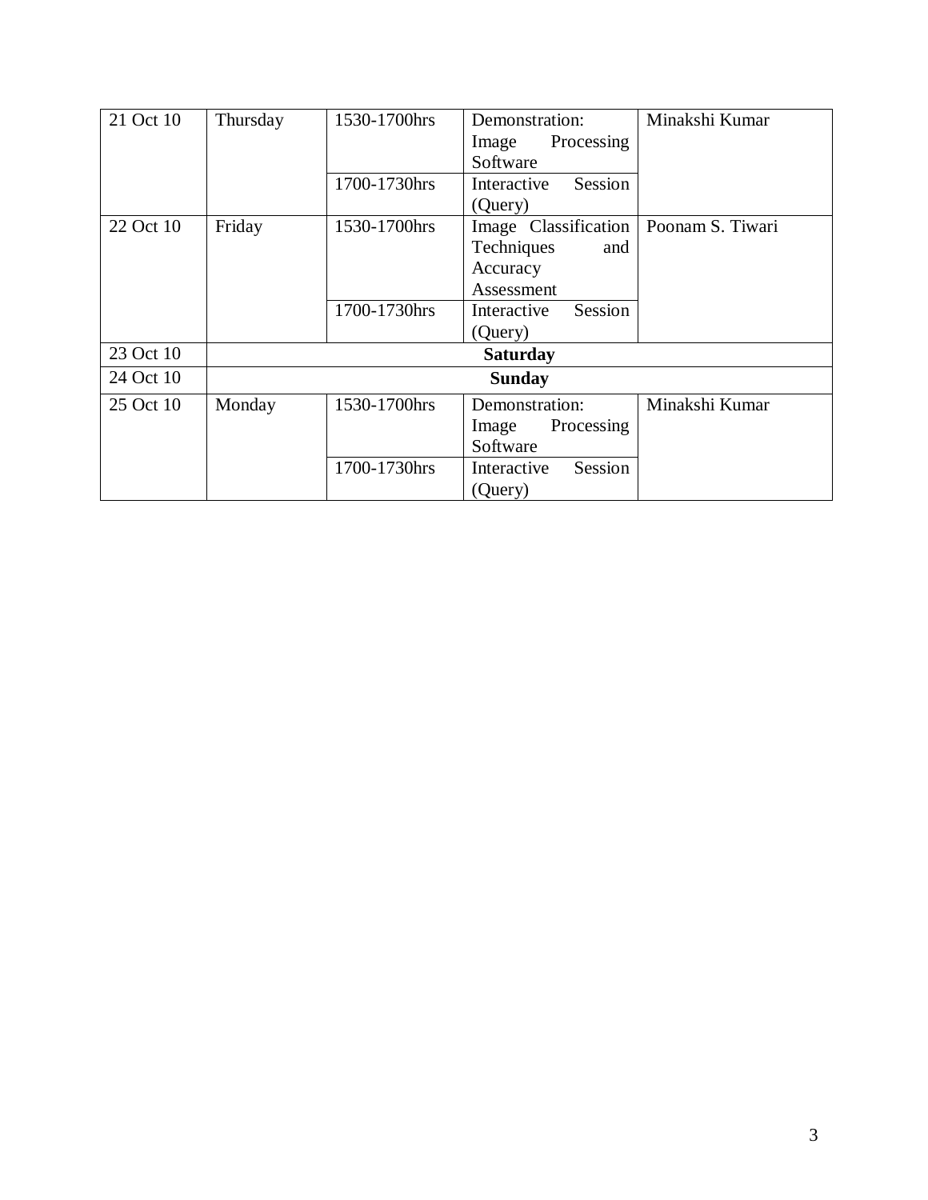| | | | | |
|---|---|---|---|---|
| 21 Oct 10 | Thursday | 1530-1700hrs | Demonstration: Image Processing Software | Minakshi Kumar |
| | | 1700-1730hrs | Interactive Session (Query) | |
| 22 Oct 10 | Friday | 1530-1700hrs | Image Classification Techniques and Accuracy Assessment | Poonam S. Tiwari |
| | | 1700-1730hrs | Interactive Session (Query) | |
| 23 Oct 10 | **Saturday** | | | |
| 24 Oct 10 | **Sunday** | | | |
| 25 Oct 10 | Monday | 1530-1700hrs | Demonstration: Image Processing Software | Minakshi Kumar |
| | | 1700-1730hrs | Interactive Session (Query) | |